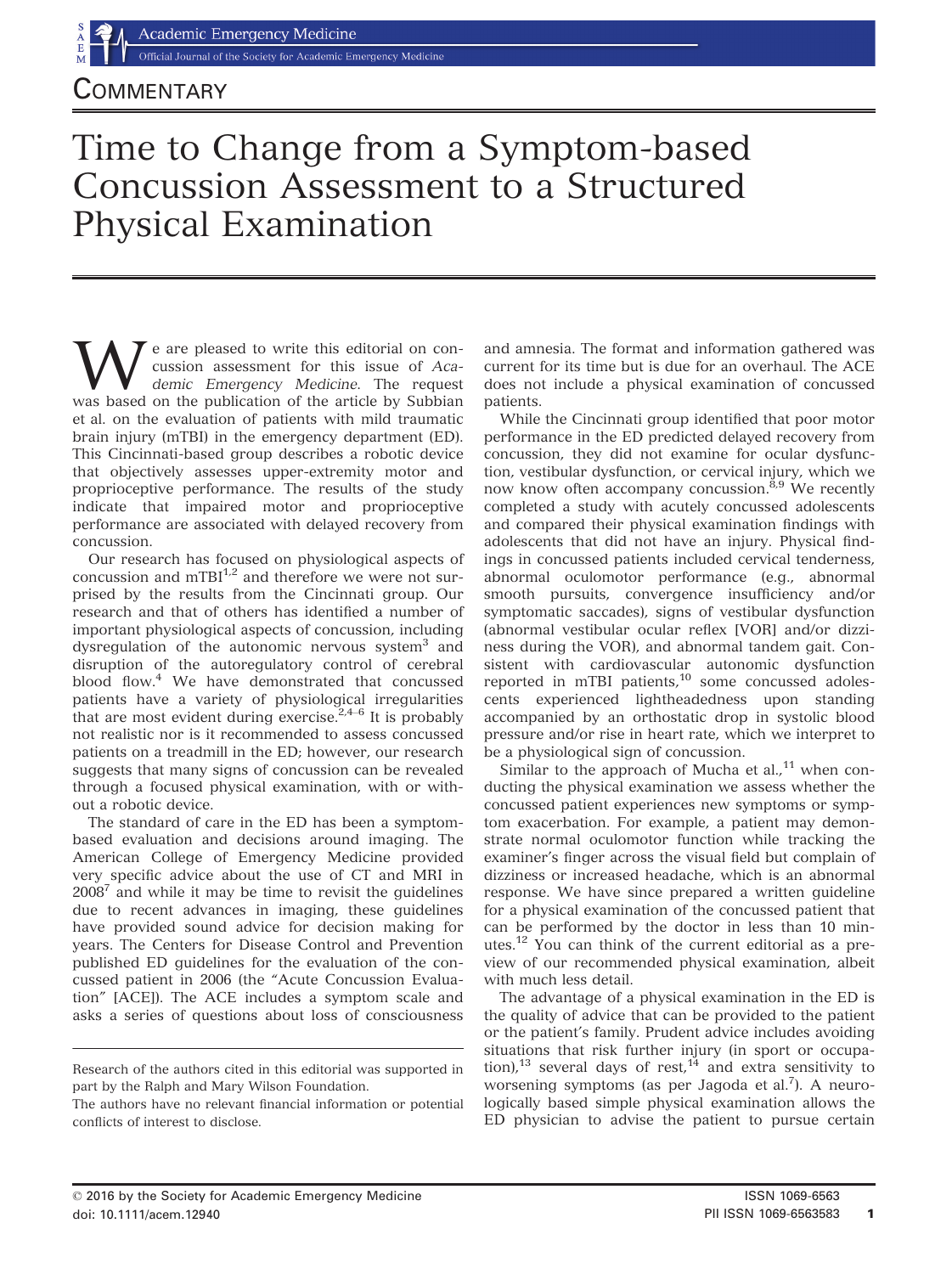## Commentary

# Time to Change from a Symptom-based Concussion Assessment to a Structured Physical Examination

We are pleased to write this editorial on concussion assessment for this issue of *Academic Emergency Medicine*. The request was based on the publication of the article by Subbian et al. on the evaluation of patients with mild traumatic brain injury (mTBI) in the emergency department (ED). This Cincinnati-based group describes a robotic device that objectively assesses upper-extremity motor and proprioceptive performance. The results of the study indicate that impaired motor and proprioceptive performance are associated with delayed recovery from concussion.

Our research has focused on physiological aspects of concussion and mTBI[1,2] and therefore we were not surprised by the results from the Cincinnati group. Our research and that of others has identified a number of important physiological aspects of concussion, including dysregulation of the autonomic nervous system[3] and disruption of the autoregulatory control of cerebral blood flow.[4] We have demonstrated that concussed patients have a variety of physiological irregularities that are most evident during exercise.[2,4–6] It is probably not realistic nor is it recommended to assess concussed patients on a treadmill in the ED; however, our research suggests that many signs of concussion can be revealed through a focused physical examination, with or without a robotic device.

The standard of care in the ED has been a symptom-based evaluation and decisions around imaging. The American College of Emergency Medicine provided very specific advice about the use of CT and MRI in 2008[7] and while it may be time to revisit the guidelines due to recent advances in imaging, these guidelines have provided sound advice for decision making for years. The Centers for Disease Control and Prevention published ED guidelines for the evaluation of the concussed patient in 2006 (the "Acute Concussion Evaluation" [ACE]). The ACE includes a symptom scale and asks a series of questions about loss of consciousness and amnesia. The format and information gathered was current for its time but is due for an overhaul. The ACE does not include a physical examination of concussed patients.

While the Cincinnati group identified that poor motor performance in the ED predicted delayed recovery from concussion, they did not examine for ocular dysfunction, vestibular dysfunction, or cervical injury, which we now know often accompany concussion.[8,9] We recently completed a study with acutely concussed adolescents and compared their physical examination findings with adolescents that did not have an injury. Physical findings in concussed patients included cervical tenderness, abnormal oculomotor performance (e.g., abnormal smooth pursuits, convergence insufficiency and/or symptomatic saccades), signs of vestibular dysfunction (abnormal vestibular ocular reflex [VOR] and/or dizziness during the VOR), and abnormal tandem gait. Consistent with cardiovascular autonomic dysfunction reported in mTBI patients,[10] some concussed adolescents experienced lightheadedness upon standing accompanied by an orthostatic drop in systolic blood pressure and/or rise in heart rate, which we interpret to be a physiological sign of concussion.

Similar to the approach of Mucha et al.,[11] when conducting the physical examination we assess whether the concussed patient experiences new symptoms or symptom exacerbation. For example, a patient may demonstrate normal oculomotor function while tracking the examiner's finger across the visual field but complain of dizziness or increased headache, which is an abnormal response. We have since prepared a written guideline for a physical examination of the concussed patient that can be performed by the doctor in less than 10 minutes.[12] You can think of the current editorial as a preview of our recommended physical examination, albeit with much less detail.

The advantage of a physical examination in the ED is the quality of advice that can be provided to the patient or the patient's family. Prudent advice includes avoiding situations that risk further injury (in sport or occupation),[13] several days of rest,[14] and extra sensitivity to worsening symptoms (as per Jagoda et al.[7]). A neurologically based simple physical examination allows the ED physician to advise the patient to pursue certain

---

Research of the authors cited in this editorial was supported in part by the Ralph and Mary Wilson Foundation.

The authors have no relevant financial information or potential conflicts of interest to disclose.

© 2016 by the Society for Academic Emergency Medicine
doi: 10.1111/acem.12940

ISSN 1069-6563
PII ISSN 1069-6563583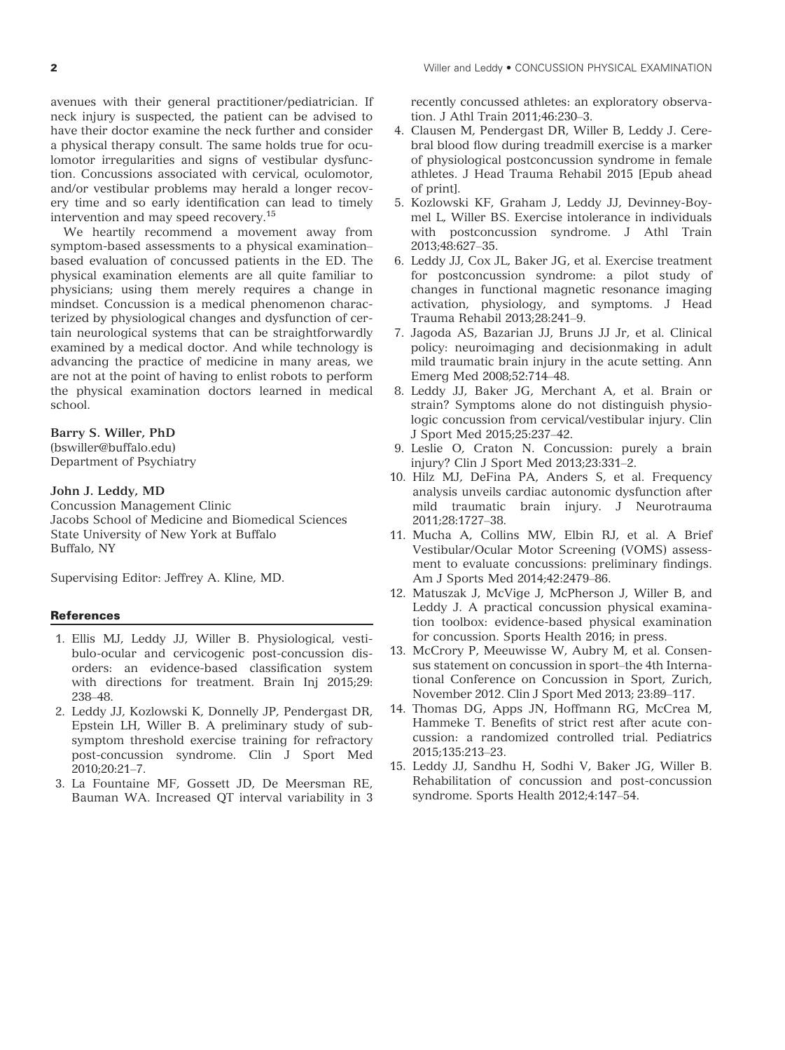avenues with their general practitioner/pediatrician. If neck injury is suspected, the patient can be advised to have their doctor examine the neck further and consider a physical therapy consult. The same holds true for oculomotor irregularities and signs of vestibular dysfunction. Concussions associated with cervical, oculomotor, and/or vestibular problems may herald a longer recovery time and so early identification can lead to timely intervention and may speed recovery.[15]

We heartily recommend a movement away from symptom-based assessments to a physical examination–based evaluation of concussed patients in the ED. The physical examination elements are all quite familiar to physicians; using them merely requires a change in mindset. Concussion is a medical phenomenon characterized by physiological changes and dysfunction of certain neurological systems that can be straightforwardly examined by a medical doctor. And while technology is advancing the practice of medicine in many areas, we are not at the point of having to enlist robots to perform the physical examination doctors learned in medical school.

**Barry S. Willer, PhD**
(bswiller@buffalo.edu)
Department of Psychiatry

**John J. Leddy, MD**
Concussion Management Clinic
Jacobs School of Medicine and Biomedical Sciences
State University of New York at Buffalo
Buffalo, NY

Supervising Editor: Jeffrey A. Kline, MD.

## References

1. Ellis MJ, Leddy JJ, Willer B. Physiological, vestibulo-ocular and cervicogenic post-concussion disorders: an evidence-based classification system with directions for treatment. Brain Inj 2015;29: 238–48.
2. Leddy JJ, Kozlowski K, Donnelly JP, Pendergast DR, Epstein LH, Willer B. A preliminary study of subsymptom threshold exercise training for refractory post-concussion syndrome. Clin J Sport Med 2010;20:21–7.
3. La Fountaine MF, Gossett JD, De Meersman RE, Bauman WA. Increased QT interval variability in 3 recently concussed athletes: an exploratory observation. J Athl Train 2011;46:230–3.
4. Clausen M, Pendergast DR, Willer B, Leddy J. Cerebral blood flow during treadmill exercise is a marker of physiological postconcussion syndrome in female athletes. J Head Trauma Rehabil 2015 [Epub ahead of print].
5. Kozlowski KF, Graham J, Leddy JJ, Devinney-Boymel L, Willer BS. Exercise intolerance in individuals with postconcussion syndrome. J Athl Train 2013;48:627–35.
6. Leddy JJ, Cox JL, Baker JG, et al. Exercise treatment for postconcussion syndrome: a pilot study of changes in functional magnetic resonance imaging activation, physiology, and symptoms. J Head Trauma Rehabil 2013;28:241–9.
7. Jagoda AS, Bazarian JJ, Bruns JJ Jr, et al. Clinical policy: neuroimaging and decisionmaking in adult mild traumatic brain injury in the acute setting. Ann Emerg Med 2008;52:714–48.
8. Leddy JJ, Baker JG, Merchant A, et al. Brain or strain? Symptoms alone do not distinguish physiologic concussion from cervical/vestibular injury. Clin J Sport Med 2015;25:237–42.
9. Leslie O, Craton N. Concussion: purely a brain injury? Clin J Sport Med 2013;23:331–2.
10. Hilz MJ, DeFina PA, Anders S, et al. Frequency analysis unveils cardiac autonomic dysfunction after mild traumatic brain injury. J Neurotrauma 2011;28:1727–38.
11. Mucha A, Collins MW, Elbin RJ, et al. A Brief Vestibular/Ocular Motor Screening (VOMS) assessment to evaluate concussions: preliminary findings. Am J Sports Med 2014;42:2479–86.
12. Matuszak J, McVige J, McPherson J, Willer B, and Leddy J. A practical concussion physical examination toolbox: evidence-based physical examination for concussion. Sports Health 2016; in press.
13. McCrory P, Meeuwisse W, Aubry M, et al. Consensus statement on concussion in sport–the 4th International Conference on Concussion in Sport, Zurich, November 2012. Clin J Sport Med 2013; 23:89–117.
14. Thomas DG, Apps JN, Hoffmann RG, McCrea M, Hammeke T. Benefits of strict rest after acute concussion: a randomized controlled trial. Pediatrics 2015;135:213–23.
15. Leddy JJ, Sandhu H, Sodhi V, Baker JG, Willer B. Rehabilitation of concussion and post-concussion syndrome. Sports Health 2012;4:147–54.